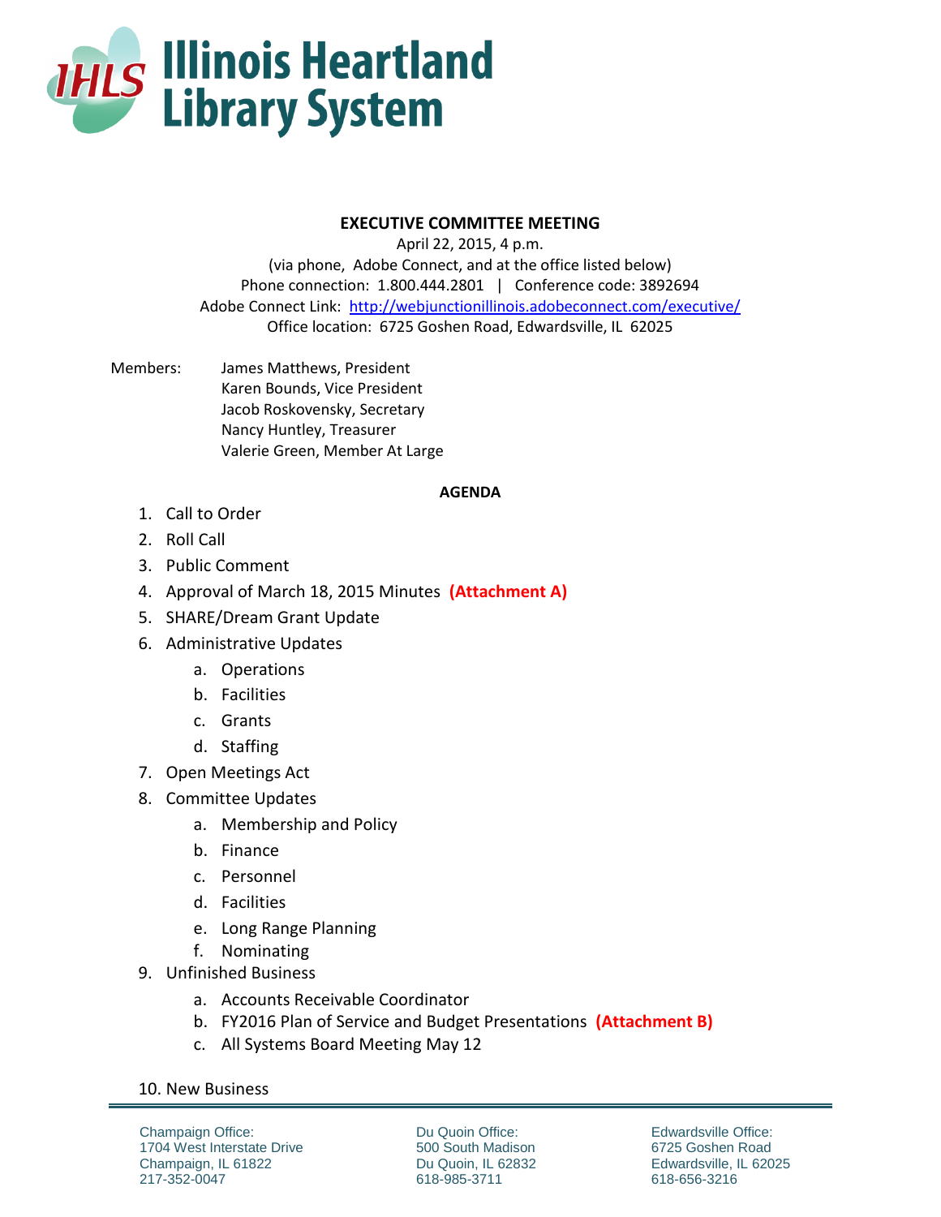# Illinois Heartland Library System

**EXECUTIVE COMMITTEE MEETING**

April 22, 2015, 4 p.m.
(via phone, Adobe Connect, and at the office listed below)
Phone connection: 1.800.444.2801 | Conference code: 3892694
Adobe Connect Link: [http://webjunctionillinois.adobeconnect.com/executive/](http://webjunctionillinois.adobeconnect.com/executive/)
Office location: 6725 Goshen Road, Edwardsville, IL 62025

Members:
- James Matthews, President
- Karen Bounds, Vice President
- Jacob Roskovensky, Secretary
- Nancy Huntley, Treasurer
- Valerie Green, Member At Large

**AGENDA**

1. Call to Order
2. Roll Call
3. Public Comment
4. Approval of March 18, 2015 Minutes **(Attachment A)**
5. SHARE/Dream Grant Update
6. Administrative Updates
   a. Operations
   b. Facilities
   c. Grants
   d. Staffing
7. Open Meetings Act
8. Committee Updates
   a. Membership and Policy
   b. Finance
   c. Personnel
   d. Facilities
   e. Long Range Planning
   f. Nominating
9. Unfinished Business
   a. Accounts Receivable Coordinator
   b. FY2016 Plan of Service and Budget Presentations **(Attachment B)**
   c. All Systems Board Meeting May 12
10. New Business

Champaign Office:
1704 West Interstate Drive
Champaign, IL 61822
217-352-0047

Du Quoin Office:
500 South Madison
Du Quoin, IL 62832
618-985-3711

Edwardsville Office:
6725 Goshen Road
Edwardsville, IL 62025
618-656-3216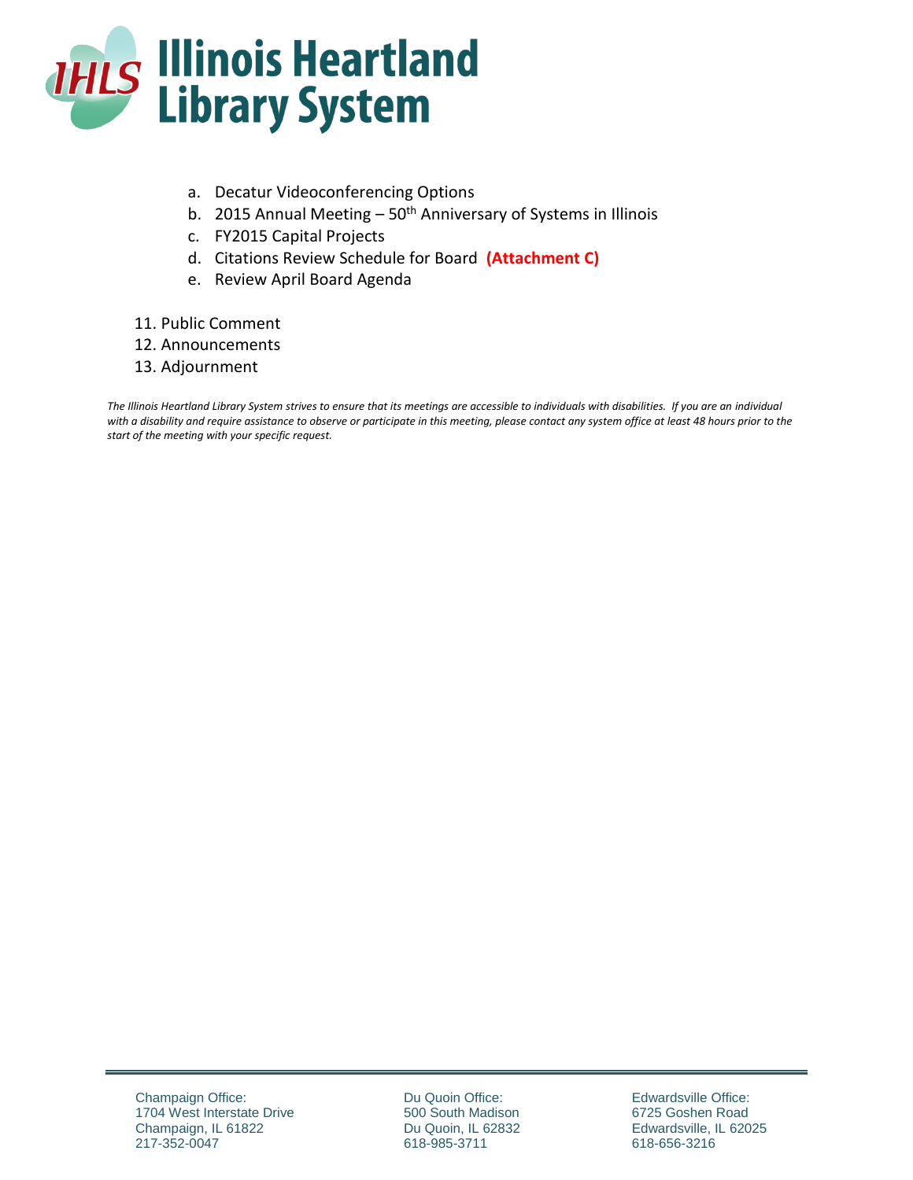a. Decatur Videoconferencing Options
b. 2015 Annual Meeting – 50th Anniversary of Systems in Illinois
c. FY2015 Capital Projects
d. Citations Review Schedule for Board **(Attachment C)**
e. Review April Board Agenda

11. Public Comment
12. Announcements
13. Adjournment

*The Illinois Heartland Library System strives to ensure that its meetings are accessible to individuals with disabilities. If you are an individual with a disability and require assistance to observe or participate in this meeting, please contact any system office at least 48 hours prior to the start of the meeting with your specific request.*